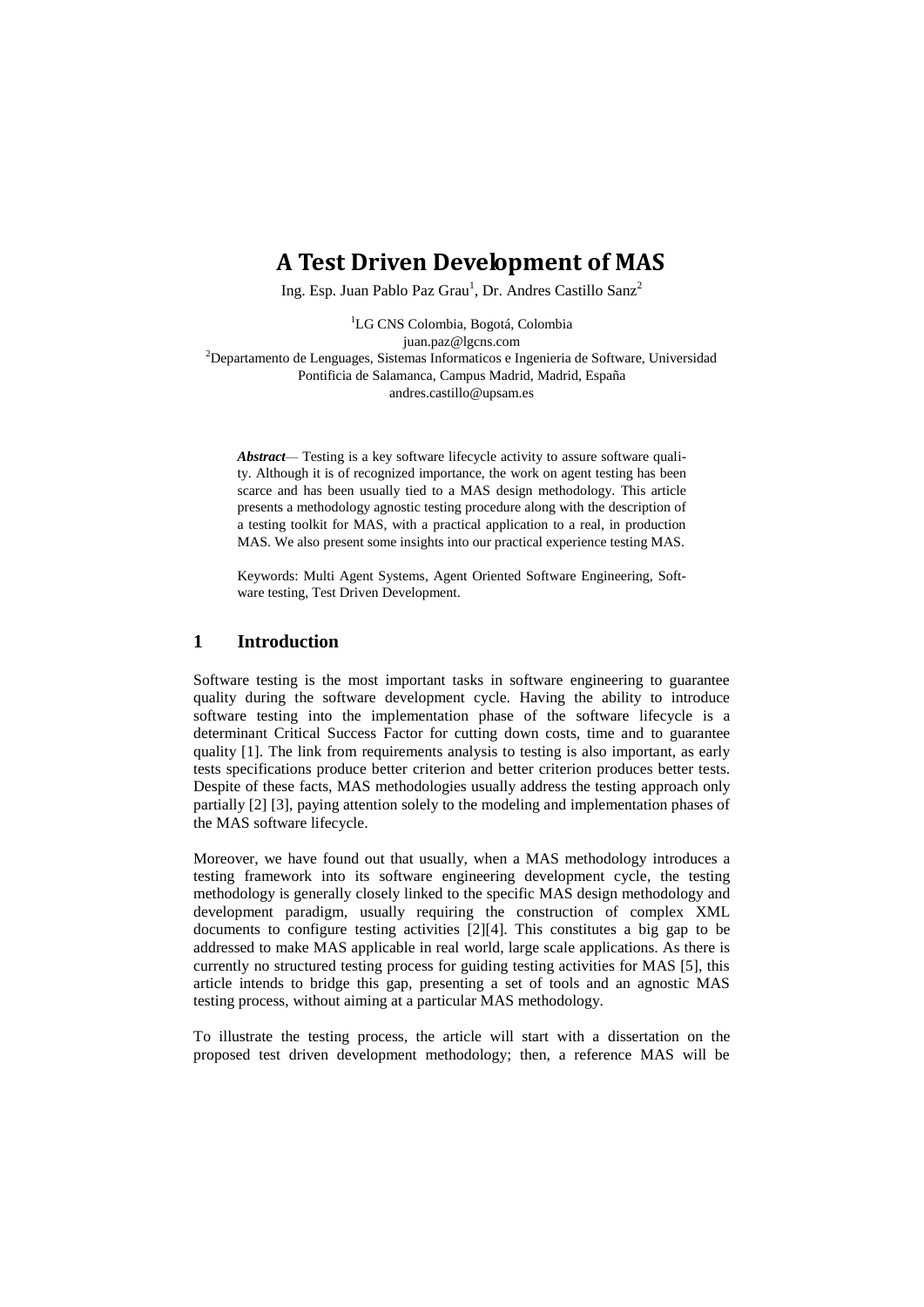# A Test Driven Development of MAS

Ing. Esp. Juan Pablo Paz Grau[1], Dr. Andres Castillo Sanz[2]

[1]LG CNS Colombia, Bogotá, Colombia
juan.paz@lgcns.com
[2]Departamento de Lenguages, Sistemas Informaticos e Ingenieria de Software, Universidad Pontificia de Salamanca, Campus Madrid, Madrid, España
andres.castillo@upsam.es

***Abstract***— Testing is a key software lifecycle activity to assure software quality. Although it is of recognized importance, the work on agent testing has been scarce and has been usually tied to a MAS design methodology. This article presents a methodology agnostic testing procedure along with the description of a testing toolkit for MAS, with a practical application to a real, in production MAS. We also present some insights into our practical experience testing MAS.

Keywords: Multi Agent Systems, Agent Oriented Software Engineering, Software testing, Test Driven Development.

## 1 Introduction

Software testing is the most important tasks in software engineering to guarantee quality during the software development cycle. Having the ability to introduce software testing into the implementation phase of the software lifecycle is a determinant Critical Success Factor for cutting down costs, time and to guarantee quality [1]. The link from requirements analysis to testing is also important, as early tests specifications produce better criterion and better criterion produces better tests. Despite of these facts, MAS methodologies usually address the testing approach only partially [2] [3], paying attention solely to the modeling and implementation phases of the MAS software lifecycle.

Moreover, we have found out that usually, when a MAS methodology introduces a testing framework into its software engineering development cycle, the testing methodology is generally closely linked to the specific MAS design methodology and development paradigm, usually requiring the construction of complex XML documents to configure testing activities [2][4]. This constitutes a big gap to be addressed to make MAS applicable in real world, large scale applications. As there is currently no structured testing process for guiding testing activities for MAS [5], this article intends to bridge this gap, presenting a set of tools and an agnostic MAS testing process, without aiming at a particular MAS methodology.

To illustrate the testing process, the article will start with a dissertation on the proposed test driven development methodology; then, a reference MAS will be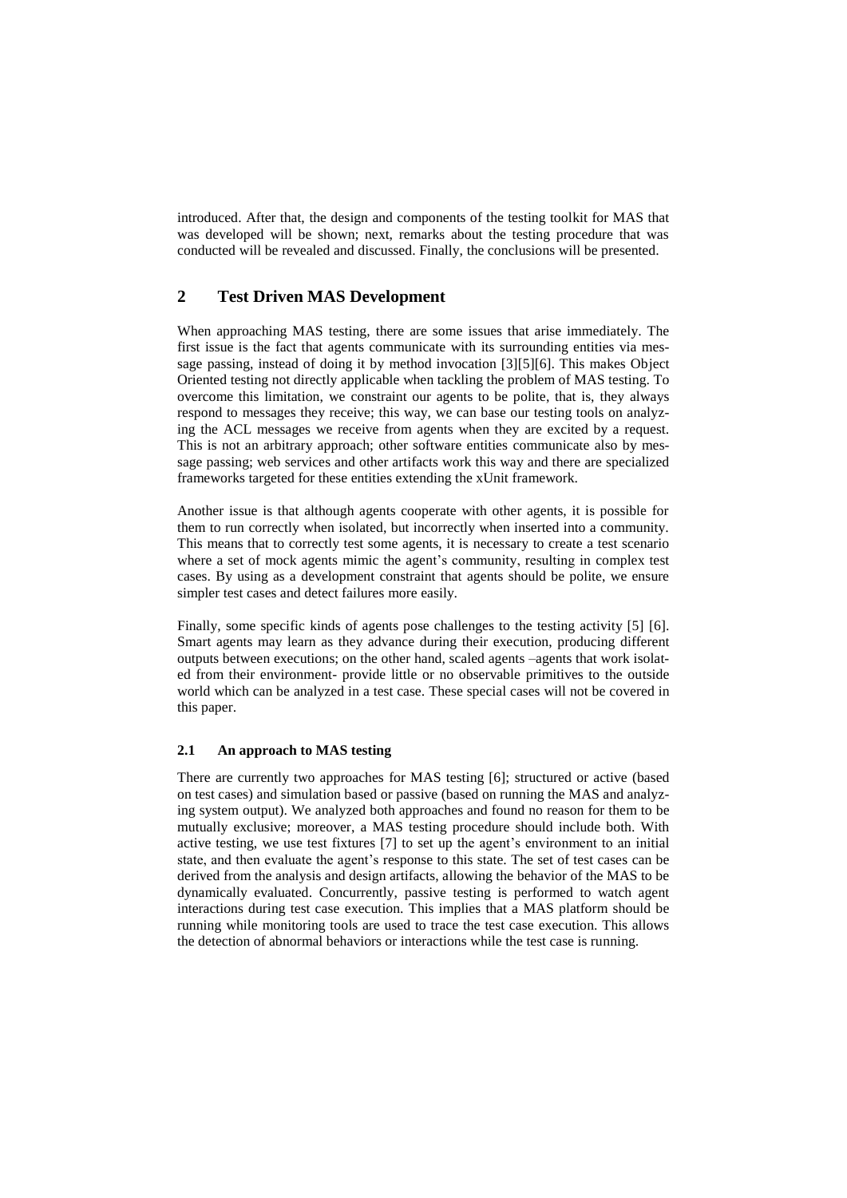introduced. After that, the design and components of the testing toolkit for MAS that was developed will be shown; next, remarks about the testing procedure that was conducted will be revealed and discussed. Finally, the conclusions will be presented.

## 2 Test Driven MAS Development

When approaching MAS testing, there are some issues that arise immediately. The first issue is the fact that agents communicate with its surrounding entities via message passing, instead of doing it by method invocation [3][5][6]. This makes Object Oriented testing not directly applicable when tackling the problem of MAS testing. To overcome this limitation, we constraint our agents to be polite, that is, they always respond to messages they receive; this way, we can base our testing tools on analyzing the ACL messages we receive from agents when they are excited by a request. This is not an arbitrary approach; other software entities communicate also by message passing; web services and other artifacts work this way and there are specialized frameworks targeted for these entities extending the xUnit framework.

Another issue is that although agents cooperate with other agents, it is possible for them to run correctly when isolated, but incorrectly when inserted into a community. This means that to correctly test some agents, it is necessary to create a test scenario where a set of mock agents mimic the agent's community, resulting in complex test cases. By using as a development constraint that agents should be polite, we ensure simpler test cases and detect failures more easily.

Finally, some specific kinds of agents pose challenges to the testing activity [5] [6]. Smart agents may learn as they advance during their execution, producing different outputs between executions; on the other hand, scaled agents –agents that work isolated from their environment- provide little or no observable primitives to the outside world which can be analyzed in a test case. These special cases will not be covered in this paper.

### 2.1 An approach to MAS testing

There are currently two approaches for MAS testing [6]; structured or active (based on test cases) and simulation based or passive (based on running the MAS and analyzing system output). We analyzed both approaches and found no reason for them to be mutually exclusive; moreover, a MAS testing procedure should include both. With active testing, we use test fixtures [7] to set up the agent's environment to an initial state, and then evaluate the agent's response to this state. The set of test cases can be derived from the analysis and design artifacts, allowing the behavior of the MAS to be dynamically evaluated. Concurrently, passive testing is performed to watch agent interactions during test case execution. This implies that a MAS platform should be running while monitoring tools are used to trace the test case execution. This allows the detection of abnormal behaviors or interactions while the test case is running.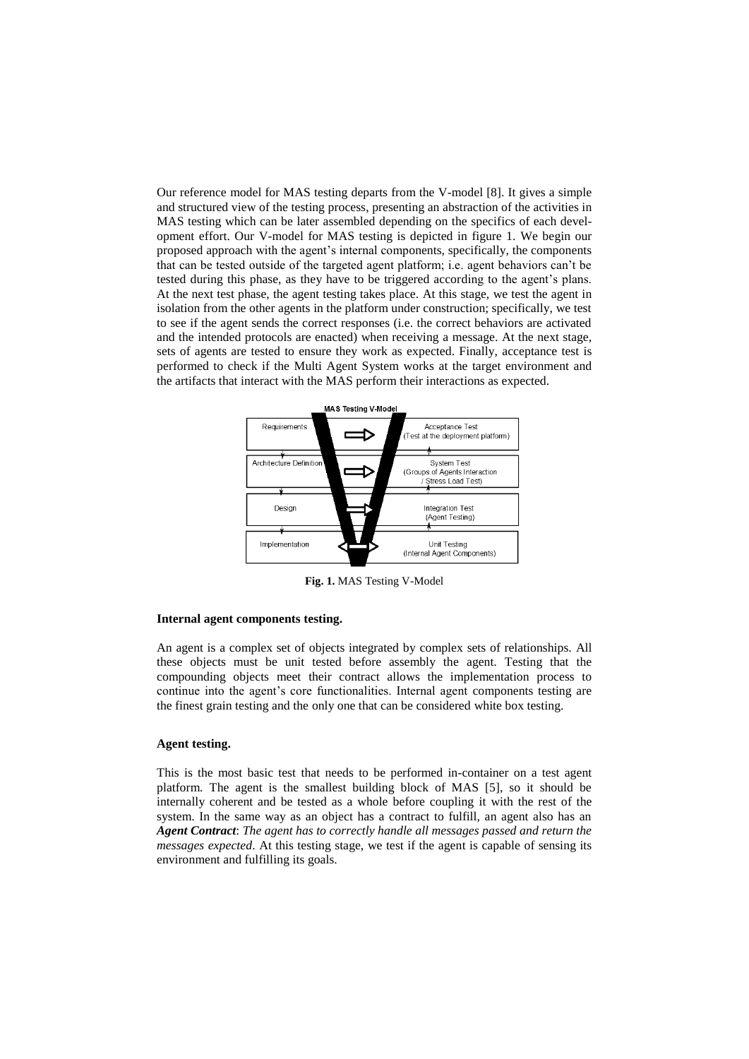Our reference model for MAS testing departs from the V-model [8]. It gives a simple and structured view of the testing process, presenting an abstraction of the activities in MAS testing which can be later assembled depending on the specifics of each development effort. Our V-model for MAS testing is depicted in figure 1. We begin our proposed approach with the agent's internal components, specifically, the components that can be tested outside of the targeted agent platform; i.e. agent behaviors can't be tested during this phase, as they have to be triggered according to the agent's plans. At the next test phase, the agent testing takes place. At this stage, we test the agent in isolation from the other agents in the platform under construction; specifically, we test to see if the agent sends the correct responses (i.e. the correct behaviors are activated and the intended protocols are enacted) when receiving a message. At the next stage, sets of agents are tested to ensure they work as expected. Finally, acceptance test is performed to check if the Multi Agent System works at the target environment and the artifacts that interact with the MAS perform their interactions as expected.

**Fig. 1.** MAS Testing V-Model

#### Internal agent components testing.

An agent is a complex set of objects integrated by complex sets of relationships. All these objects must be unit tested before assembly the agent. Testing that the compounding objects meet their contract allows the implementation process to continue into the agent's core functionalities. Internal agent components testing are the finest grain testing and the only one that can be considered white box testing.

#### Agent testing.

This is the most basic test that needs to be performed in-container on a test agent platform. The agent is the smallest building block of MAS [5], so it should be internally coherent and be tested as a whole before coupling it with the rest of the system. In the same way as an object has a contract to fulfill, an agent also has an ***Agent Contract***: *The agent has to correctly handle all messages passed and return the messages expected*. At this testing stage, we test if the agent is capable of sensing its environment and fulfilling its goals.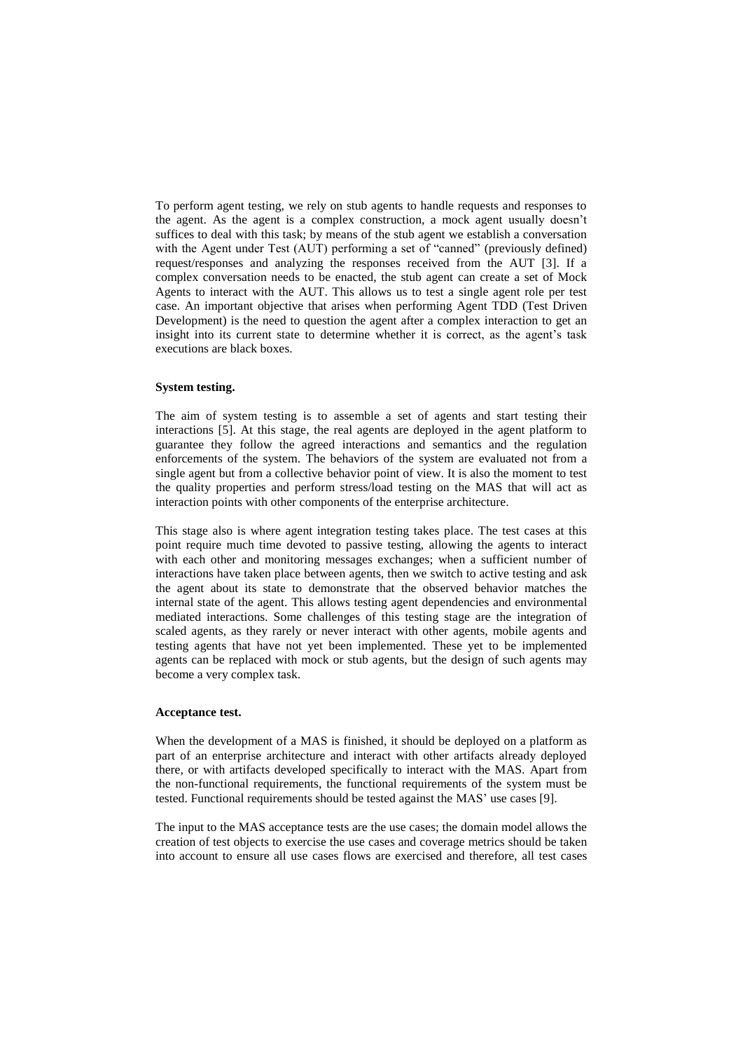To perform agent testing, we rely on stub agents to handle requests and responses to the agent. As the agent is a complex construction, a mock agent usually doesn't suffices to deal with this task; by means of the stub agent we establish a conversation with the Agent under Test (AUT) performing a set of "canned" (previously defined) request/responses and analyzing the responses received from the AUT [3]. If a complex conversation needs to be enacted, the stub agent can create a set of Mock Agents to interact with the AUT. This allows us to test a single agent role per test case. An important objective that arises when performing Agent TDD (Test Driven Development) is the need to question the agent after a complex interaction to get an insight into its current state to determine whether it is correct, as the agent's task executions are black boxes.

**System testing.**

The aim of system testing is to assemble a set of agents and start testing their interactions [5]. At this stage, the real agents are deployed in the agent platform to guarantee they follow the agreed interactions and semantics and the regulation enforcements of the system. The behaviors of the system are evaluated not from a single agent but from a collective behavior point of view. It is also the moment to test the quality properties and perform stress/load testing on the MAS that will act as interaction points with other components of the enterprise architecture.

This stage also is where agent integration testing takes place. The test cases at this point require much time devoted to passive testing, allowing the agents to interact with each other and monitoring messages exchanges; when a sufficient number of interactions have taken place between agents, then we switch to active testing and ask the agent about its state to demonstrate that the observed behavior matches the internal state of the agent. This allows testing agent dependencies and environmental mediated interactions. Some challenges of this testing stage are the integration of scaled agents, as they rarely or never interact with other agents, mobile agents and testing agents that have not yet been implemented. These yet to be implemented agents can be replaced with mock or stub agents, but the design of such agents may become a very complex task.

**Acceptance test.**

When the development of a MAS is finished, it should be deployed on a platform as part of an enterprise architecture and interact with other artifacts already deployed there, or with artifacts developed specifically to interact with the MAS. Apart from the non-functional requirements, the functional requirements of the system must be tested. Functional requirements should be tested against the MAS' use cases [9].

The input to the MAS acceptance tests are the use cases; the domain model allows the creation of test objects to exercise the use cases and coverage metrics should be taken into account to ensure all use cases flows are exercised and therefore, all test cases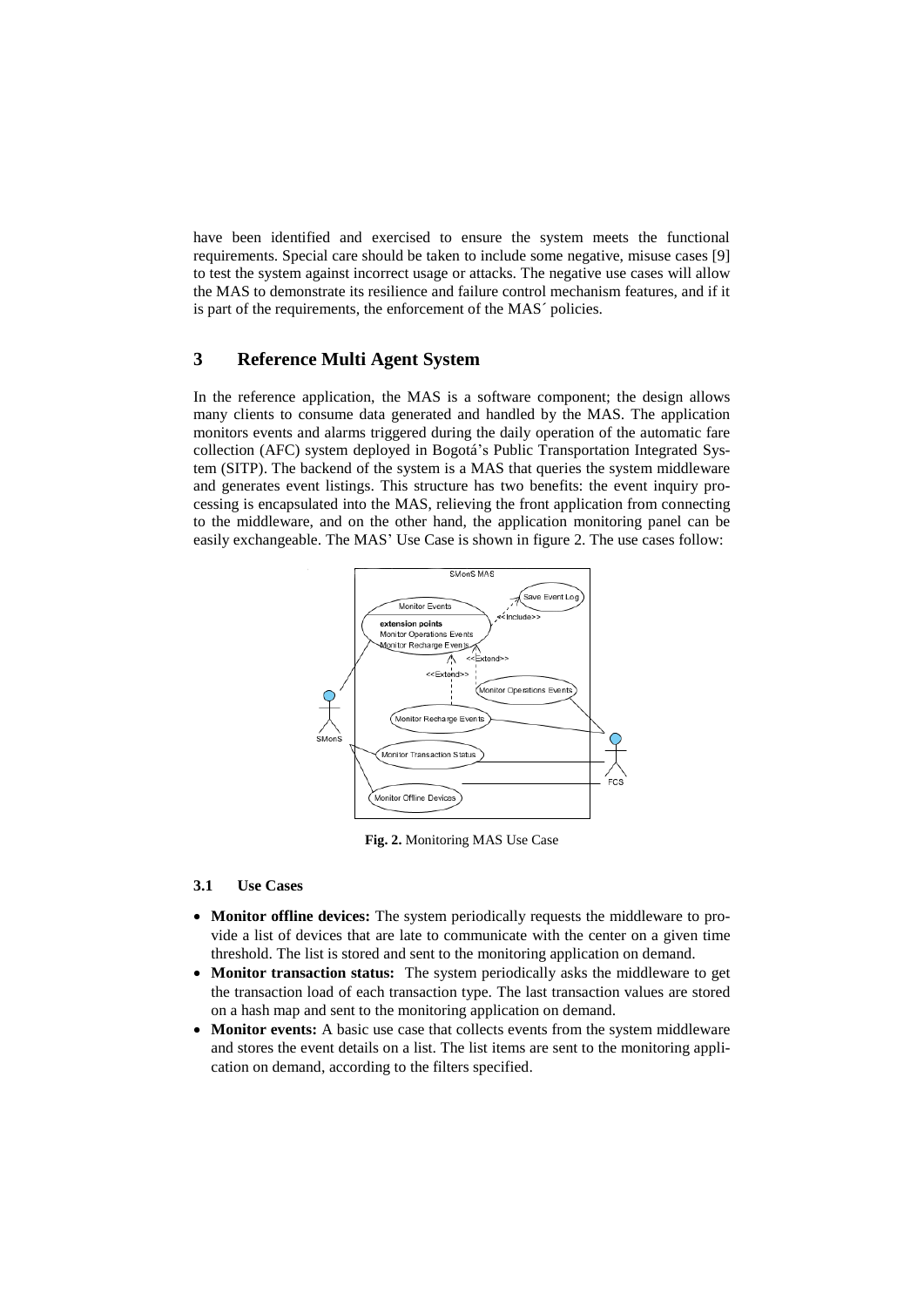have been identified and exercised to ensure the system meets the functional requirements. Special care should be taken to include some negative, misuse cases [9] to test the system against incorrect usage or attacks. The negative use cases will allow the MAS to demonstrate its resilience and failure control mechanism features, and if it is part of the requirements, the enforcement of the MAS´ policies.

# 3 Reference Multi Agent System

In the reference application, the MAS is a software component; the design allows many clients to consume data generated and handled by the MAS. The application monitors events and alarms triggered during the daily operation of the automatic fare collection (AFC) system deployed in Bogotá's Public Transportation Integrated System (SITP). The backend of the system is a MAS that queries the system middleware and generates event listings. This structure has two benefits: the event inquiry processing is encapsulated into the MAS, relieving the front application from connecting to the middleware, and on the other hand, the application monitoring panel can be easily exchangeable. The MAS' Use Case is shown in figure 2. The use cases follow:

**Fig. 2.** Monitoring MAS Use Case

## 3.1 Use Cases

- **Monitor offline devices:** The system periodically requests the middleware to provide a list of devices that are late to communicate with the center on a given time threshold. The list is stored and sent to the monitoring application on demand.
- **Monitor transaction status:** The system periodically asks the middleware to get the transaction load of each transaction type. The last transaction values are stored on a hash map and sent to the monitoring application on demand.
- **Monitor events:** A basic use case that collects events from the system middleware and stores the event details on a list. The list items are sent to the monitoring application on demand, according to the filters specified.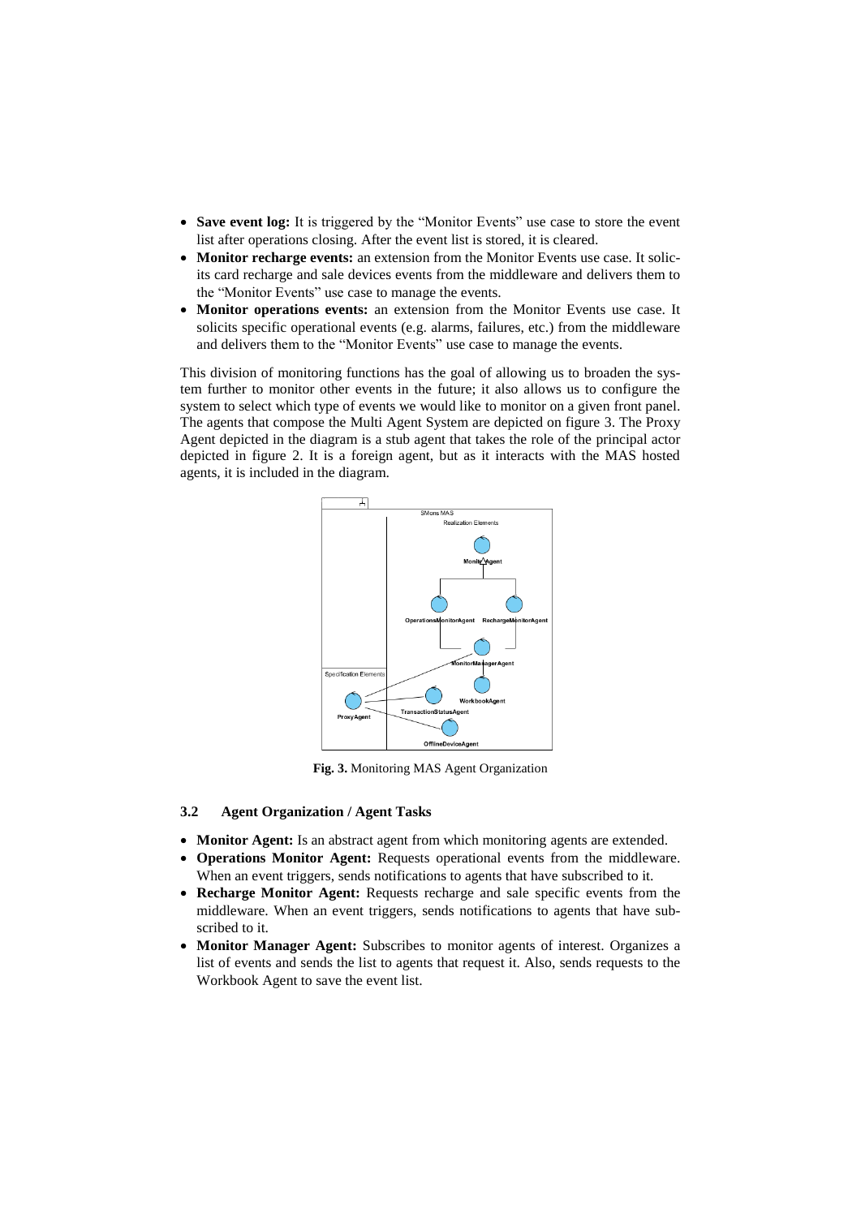- **Save event log:** It is triggered by the "Monitor Events" use case to store the event list after operations closing. After the event list is stored, it is cleared.
- **Monitor recharge events:** an extension from the Monitor Events use case. It solicits card recharge and sale devices events from the middleware and delivers them to the "Monitor Events" use case to manage the events.
- **Monitor operations events:** an extension from the Monitor Events use case. It solicits specific operational events (e.g. alarms, failures, etc.) from the middleware and delivers them to the "Monitor Events" use case to manage the events.

This division of monitoring functions has the goal of allowing us to broaden the system further to monitor other events in the future; it also allows us to configure the system to select which type of events we would like to monitor on a given front panel. The agents that compose the Multi Agent System are depicted on figure 3. The Proxy Agent depicted in the diagram is a stub agent that takes the role of the principal actor depicted in figure 2. It is a foreign agent, but as it interacts with the MAS hosted agents, it is included in the diagram.

**Fig. 3.** Monitoring MAS Agent Organization

### 3.2 Agent Organization / Agent Tasks

- **Monitor Agent:** Is an abstract agent from which monitoring agents are extended.
- **Operations Monitor Agent:** Requests operational events from the middleware. When an event triggers, sends notifications to agents that have subscribed to it.
- **Recharge Monitor Agent:** Requests recharge and sale specific events from the middleware. When an event triggers, sends notifications to agents that have subscribed to it.
- **Monitor Manager Agent:** Subscribes to monitor agents of interest. Organizes a list of events and sends the list to agents that request it. Also, sends requests to the Workbook Agent to save the event list.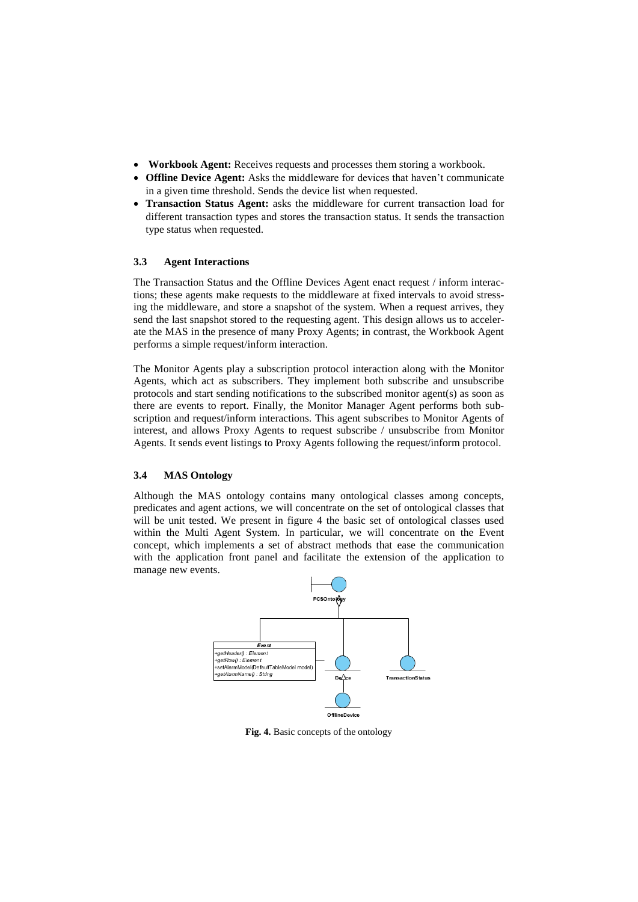- **Workbook Agent:** Receives requests and processes them storing a workbook.
- **Offline Device Agent:** Asks the middleware for devices that haven't communicate in a given time threshold. Sends the device list when requested.
- **Transaction Status Agent:** asks the middleware for current transaction load for different transaction types and stores the transaction status. It sends the transaction type status when requested.

### 3.3 Agent Interactions

The Transaction Status and the Offline Devices Agent enact request / inform interactions; these agents make requests to the middleware at fixed intervals to avoid stressing the middleware, and store a snapshot of the system. When a request arrives, they send the last snapshot stored to the requesting agent. This design allows us to accelerate the MAS in the presence of many Proxy Agents; in contrast, the Workbook Agent performs a simple request/inform interaction.

The Monitor Agents play a subscription protocol interaction along with the Monitor Agents, which act as subscribers. They implement both subscribe and unsubscribe protocols and start sending notifications to the subscribed monitor agent(s) as soon as there are events to report. Finally, the Monitor Manager Agent performs both subscription and request/inform interactions. This agent subscribes to Monitor Agents of interest, and allows Proxy Agents to request subscribe / unsubscribe from Monitor Agents. It sends event listings to Proxy Agents following the request/inform protocol.

### 3.4 MAS Ontology

Although the MAS ontology contains many ontological classes among concepts, predicates and agent actions, we will concentrate on the set of ontological classes that will be unit tested. We present in figure 4 the basic set of ontological classes used within the Multi Agent System. In particular, we will concentrate on the Event concept, which implements a set of abstract methods that ease the communication with the application front panel and facilitate the extension of the application to manage new events.

**Fig. 4.** Basic concepts of the ontology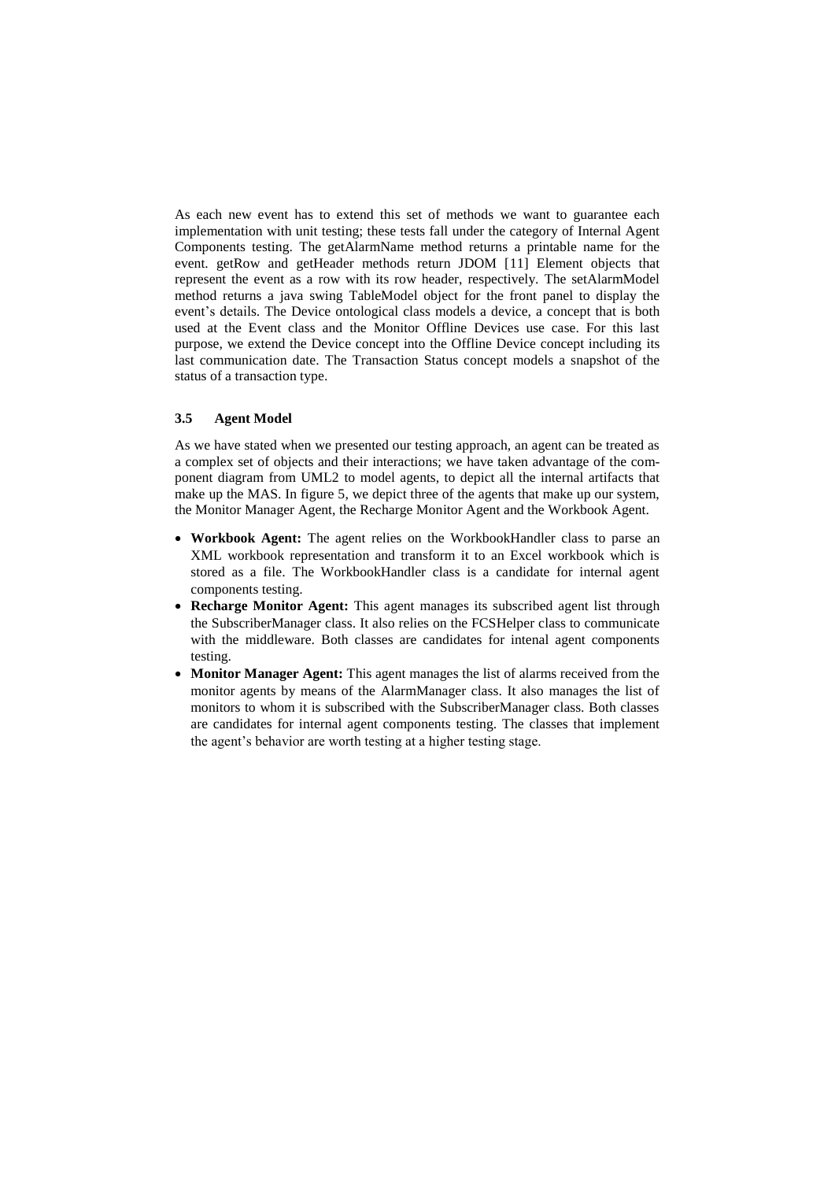As each new event has to extend this set of methods we want to guarantee each implementation with unit testing; these tests fall under the category of Internal Agent Components testing. The getAlarmName method returns a printable name for the event. getRow and getHeader methods return JDOM [11] Element objects that represent the event as a row with its row header, respectively. The setAlarmModel method returns a java swing TableModel object for the front panel to display the event's details. The Device ontological class models a device, a concept that is both used at the Event class and the Monitor Offline Devices use case. For this last purpose, we extend the Device concept into the Offline Device concept including its last communication date. The Transaction Status concept models a snapshot of the status of a transaction type.

### 3.5 Agent Model

As we have stated when we presented our testing approach, an agent can be treated as a complex set of objects and their interactions; we have taken advantage of the component diagram from UML2 to model agents, to depict all the internal artifacts that make up the MAS. In figure 5, we depict three of the agents that make up our system, the Monitor Manager Agent, the Recharge Monitor Agent and the Workbook Agent.

- **Workbook Agent:** The agent relies on the WorkbookHandler class to parse an XML workbook representation and transform it to an Excel workbook which is stored as a file. The WorkbookHandler class is a candidate for internal agent components testing.
- **Recharge Monitor Agent:** This agent manages its subscribed agent list through the SubscriberManager class. It also relies on the FCSHelper class to communicate with the middleware. Both classes are candidates for intenal agent components testing.
- **Monitor Manager Agent:** This agent manages the list of alarms received from the monitor agents by means of the AlarmManager class. It also manages the list of monitors to whom it is subscribed with the SubscriberManager class. Both classes are candidates for internal agent components testing. The classes that implement the agent's behavior are worth testing at a higher testing stage.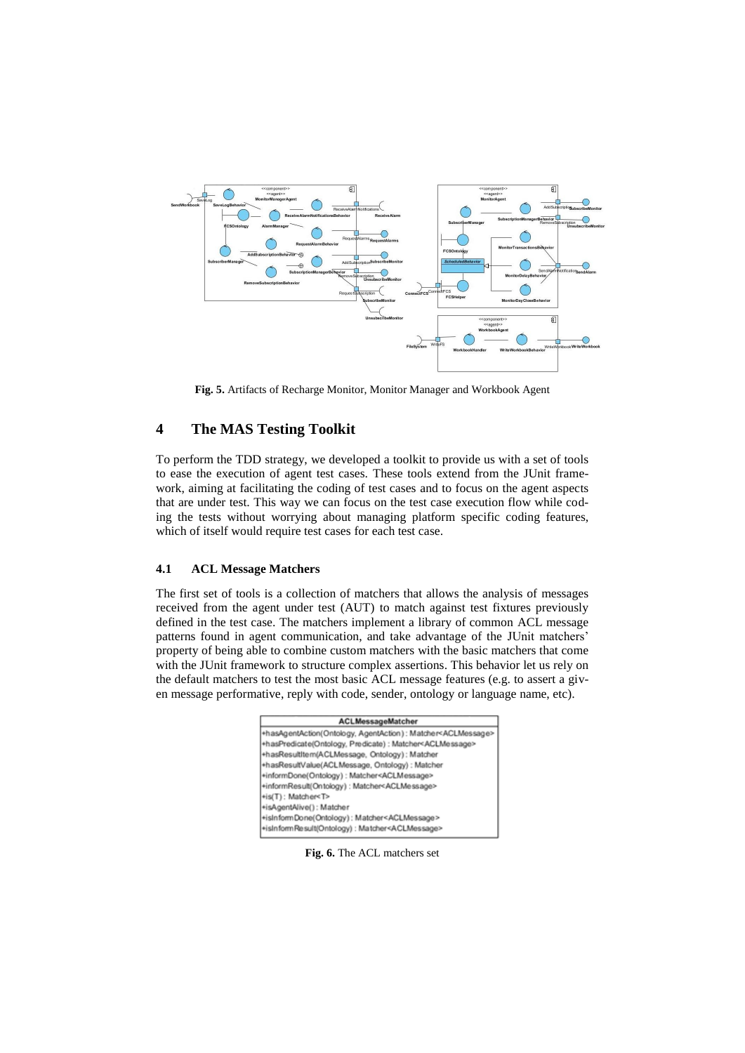**Fig. 5.** Artifacts of Recharge Monitor, Monitor Manager and Workbook Agent

## 4 The MAS Testing Toolkit

To perform the TDD strategy, we developed a toolkit to provide us with a set of tools to ease the execution of agent test cases. These tools extend from the JUnit framework, aiming at facilitating the coding of test cases and to focus on the agent aspects that are under test. This way we can focus on the test case execution flow while coding the tests without worrying about managing platform specific coding features, which of itself would require test cases for each test case.

### 4.1 ACL Message Matchers

The first set of tools is a collection of matchers that allows the analysis of messages received from the agent under test (AUT) to match against test fixtures previously defined in the test case. The matchers implement a library of common ACL message patterns found in agent communication, and take advantage of the JUnit matchers' property of being able to combine custom matchers with the basic matchers that come with the JUnit framework to structure complex assertions. This behavior let us rely on the default matchers to test the most basic ACL message features (e.g. to assert a given message performative, reply with code, sender, ontology or language name, etc).

| ACLMessageMatcher |
|---|
| +hasAgentAction(Ontology, AgentAction) : Matcher<ACLMessage> |
| +hasPredicate(Ontology, Predicate) : Matcher<ACLMessage> |
| +hasResultItem(ACLMessage, Ontology) : Matcher |
| +hasResultValue(ACLMessage, Ontology) : Matcher |
| +informDone(Ontology) : Matcher<ACLMessage> |
| +informResult(Ontology) : Matcher<ACLMessage> |
| +is(T) : Matcher<T> |
| +isAgentAlive() : Matcher |
| +isInformDone(Ontology) : Matcher<ACLMessage> |
| +isInformResult(Ontology) : Matcher<ACLMessage> |

**Fig. 6.** The ACL matchers set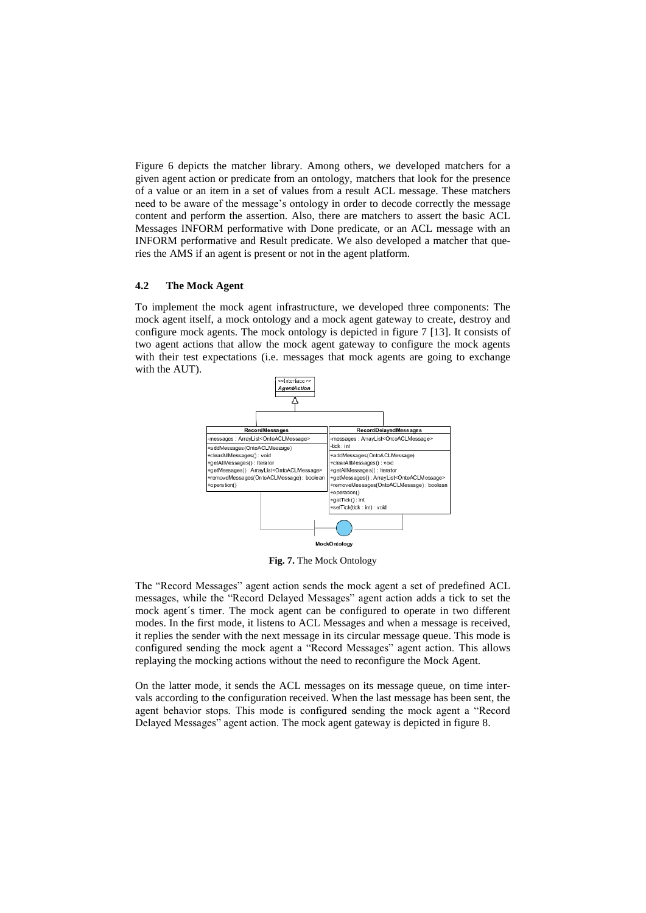Figure 6 depicts the matcher library. Among others, we developed matchers for a given agent action or predicate from an ontology, matchers that look for the presence of a value or an item in a set of values from a result ACL message. These matchers need to be aware of the message's ontology in order to decode correctly the message content and perform the assertion. Also, there are matchers to assert the basic ACL Messages INFORM performative with Done predicate, or an ACL message with an INFORM performative and Result predicate. We also developed a matcher that queries the AMS if an agent is present or not in the agent platform.

### 4.2 The Mock Agent

To implement the mock agent infrastructure, we developed three components: The mock agent itself, a mock ontology and a mock agent gateway to create, destroy and configure mock agents. The mock ontology is depicted in figure 7 [13]. It consists of two agent actions that allow the mock agent gateway to configure the mock agents with their test expectations (i.e. messages that mock agents are going to exchange with the AUT).

**Fig. 7.** The Mock Ontology

The "Record Messages" agent action sends the mock agent a set of predefined ACL messages, while the "Record Delayed Messages" agent action adds a tick to set the mock agent´s timer. The mock agent can be configured to operate in two different modes. In the first mode, it listens to ACL Messages and when a message is received, it replies the sender with the next message in its circular message queue. This mode is configured sending the mock agent a "Record Messages" agent action. This allows replaying the mocking actions without the need to reconfigure the Mock Agent.

On the latter mode, it sends the ACL messages on its message queue, on time intervals according to the configuration received. When the last message has been sent, the agent behavior stops. This mode is configured sending the mock agent a "Record Delayed Messages" agent action. The mock agent gateway is depicted in figure 8.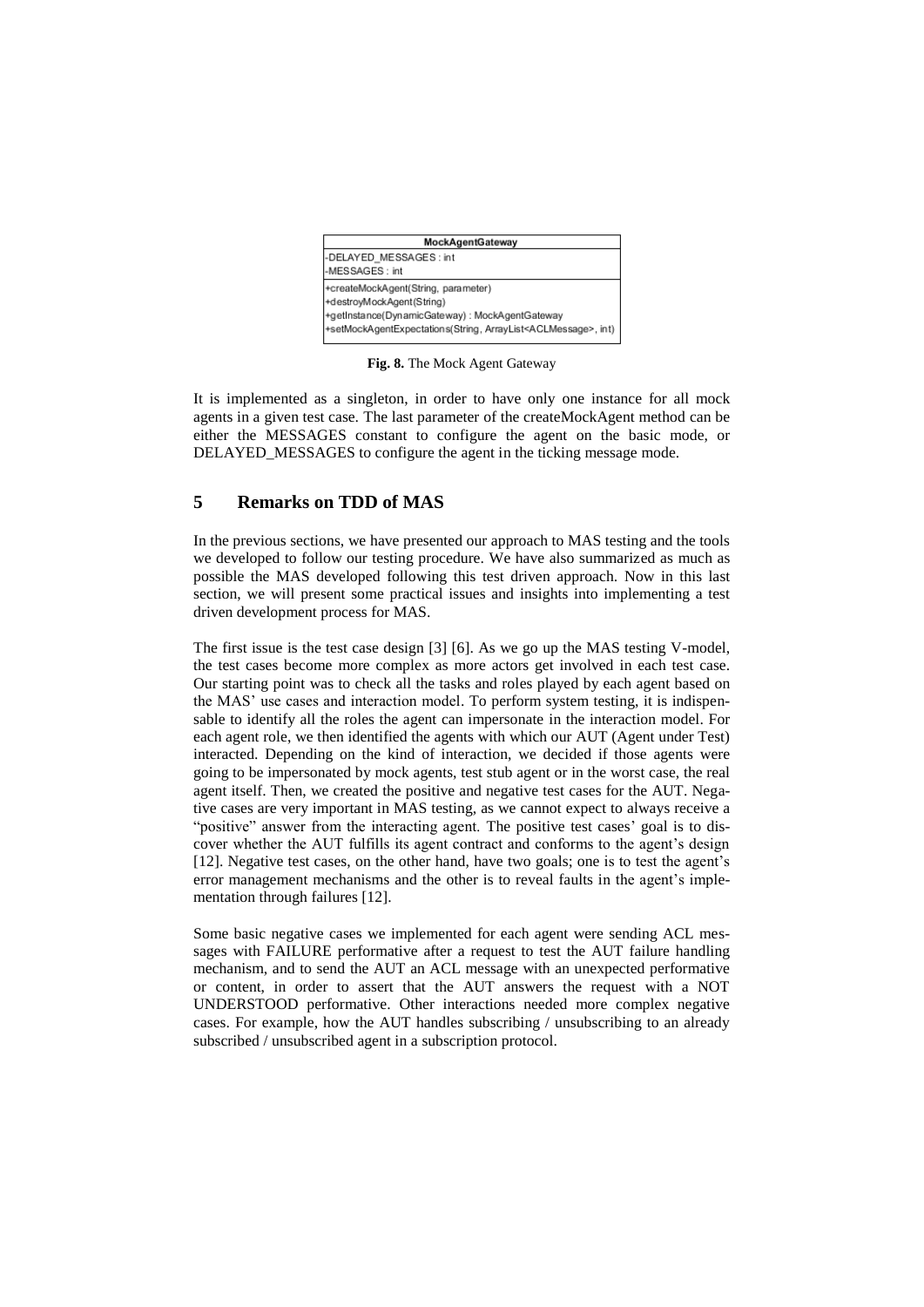| MockAgentGateway |
| --- |
| -DELAYED_MESSAGES : int<br>-MESSAGES : int |
| +createMockAgent(String, parameter)<br>+destroyMockAgent(String)<br>+getInstance(DynamicGateway) : MockAgentGateway<br>+setMockAgentExpectations(String, ArrayList<ACLMessage>, int) |

**Fig. 8.** The Mock Agent Gateway

It is implemented as a singleton, in order to have only one instance for all mock agents in a given test case. The last parameter of the createMockAgent method can be either the MESSAGES constant to configure the agent on the basic mode, or DELAYED_MESSAGES to configure the agent in the ticking message mode.

## 5 Remarks on TDD of MAS

In the previous sections, we have presented our approach to MAS testing and the tools we developed to follow our testing procedure. We have also summarized as much as possible the MAS developed following this test driven approach. Now in this last section, we will present some practical issues and insights into implementing a test driven development process for MAS.

The first issue is the test case design [3] [6]. As we go up the MAS testing V-model, the test cases become more complex as more actors get involved in each test case. Our starting point was to check all the tasks and roles played by each agent based on the MAS' use cases and interaction model. To perform system testing, it is indispensable to identify all the roles the agent can impersonate in the interaction model. For each agent role, we then identified the agents with which our AUT (Agent under Test) interacted. Depending on the kind of interaction, we decided if those agents were going to be impersonated by mock agents, test stub agent or in the worst case, the real agent itself. Then, we created the positive and negative test cases for the AUT. Negative cases are very important in MAS testing, as we cannot expect to always receive a "positive" answer from the interacting agent. The positive test cases' goal is to discover whether the AUT fulfills its agent contract and conforms to the agent's design [12]. Negative test cases, on the other hand, have two goals; one is to test the agent's error management mechanisms and the other is to reveal faults in the agent's implementation through failures [12].

Some basic negative cases we implemented for each agent were sending ACL messages with FAILURE performative after a request to test the AUT failure handling mechanism, and to send the AUT an ACL message with an unexpected performative or content, in order to assert that the AUT answers the request with a NOT UNDERSTOOD performative. Other interactions needed more complex negative cases. For example, how the AUT handles subscribing / unsubscribing to an already subscribed / unsubscribed agent in a subscription protocol.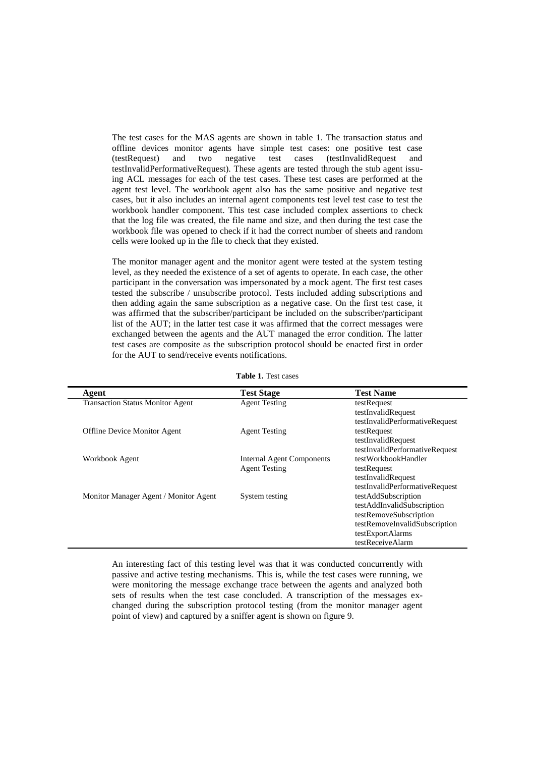The test cases for the MAS agents are shown in table 1. The transaction status and offline devices monitor agents have simple test cases: one positive test case (testRequest) and two negative test cases (testInvalidRequest and testInvalidPerformativeRequest). These agents are tested through the stub agent issuing ACL messages for each of the test cases. These test cases are performed at the agent test level. The workbook agent also has the same positive and negative test cases, but it also includes an internal agent components test level test case to test the workbook handler component. This test case included complex assertions to check that the log file was created, the file name and size, and then during the test case the workbook file was opened to check if it had the correct number of sheets and random cells were looked up in the file to check that they existed.

The monitor manager agent and the monitor agent were tested at the system testing level, as they needed the existence of a set of agents to operate. In each case, the other participant in the conversation was impersonated by a mock agent. The first test cases tested the subscribe / unsubscribe protocol. Tests included adding subscriptions and then adding again the same subscription as a negative case. On the first test case, it was affirmed that the subscriber/participant be included on the subscriber/participant list of the AUT; in the latter test case it was affirmed that the correct messages were exchanged between the agents and the AUT managed the error condition. The latter test cases are composite as the subscription protocol should be enacted first in order for the AUT to send/receive events notifications.

**Table 1.** Test cases

| Agent | Test Stage | Test Name |
|---|---|---|
| Transaction Status Monitor Agent | Agent Testing | testRequest |
| | | testInvalidRequest |
| | | testInvalidPerformativeRequest |
| Offline Device Monitor Agent | Agent Testing | testRequest |
| | | testInvalidRequest |
| | | testInvalidPerformativeRequest |
| Workbook Agent | Internal Agent Components | testWorkbookHandler |
| | Agent Testing | testRequest |
| | | testInvalidRequest |
| | | testInvalidPerformativeRequest |
| Monitor Manager Agent / Monitor Agent | System testing | testAddSubscription |
| | | testAddInvalidSubscription |
| | | testRemoveSubscription |
| | | testRemoveInvalidSubscription |
| | | testExportAlarms |
| | | testReceiveAlarm |

An interesting fact of this testing level was that it was conducted concurrently with passive and active testing mechanisms. This is, while the test cases were running, we were monitoring the message exchange trace between the agents and analyzed both sets of results when the test case concluded. A transcription of the messages exchanged during the subscription protocol testing (from the monitor manager agent point of view) and captured by a sniffer agent is shown on figure 9.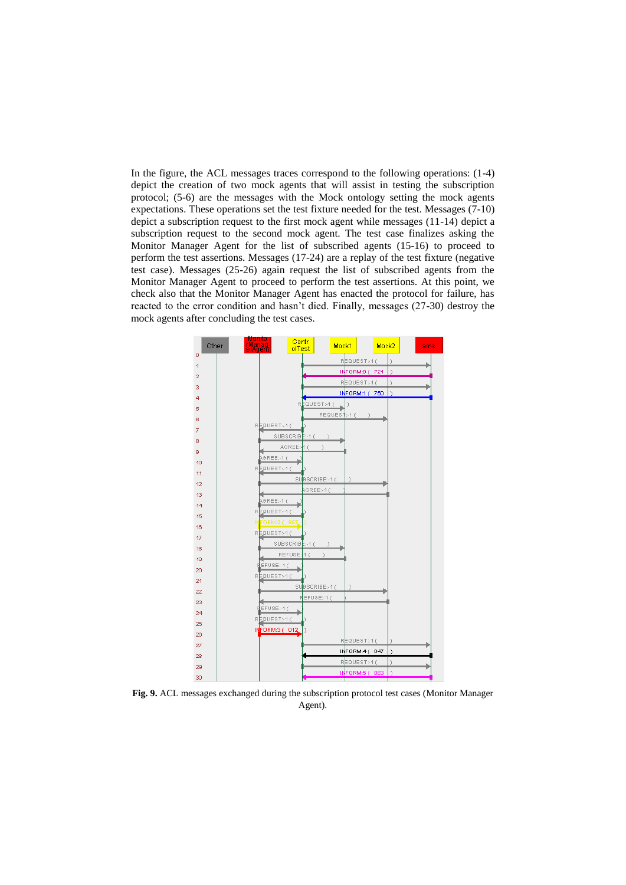In the figure, the ACL messages traces correspond to the following operations: (1-4) depict the creation of two mock agents that will assist in testing the subscription protocol; (5-6) are the messages with the Mock ontology setting the mock agents expectations. These operations set the test fixture needed for the test. Messages (7-10) depict a subscription request to the first mock agent while messages (11-14) depict a subscription request to the second mock agent. The test case finalizes asking the Monitor Manager Agent for the list of subscribed agents (15-16) to proceed to perform the test assertions. Messages (17-24) are a replay of the test fixture (negative test case). Messages (25-26) again request the list of subscribed agents from the Monitor Manager Agent to proceed to perform the test assertions. At this point, we check also that the Monitor Manager Agent has enacted the protocol for failure, has reacted to the error condition and hasn't died. Finally, messages (27-30) destroy the mock agents after concluding the test cases.

**Fig. 9.** ACL messages exchanged during the subscription protocol test cases (Monitor Manager Agent).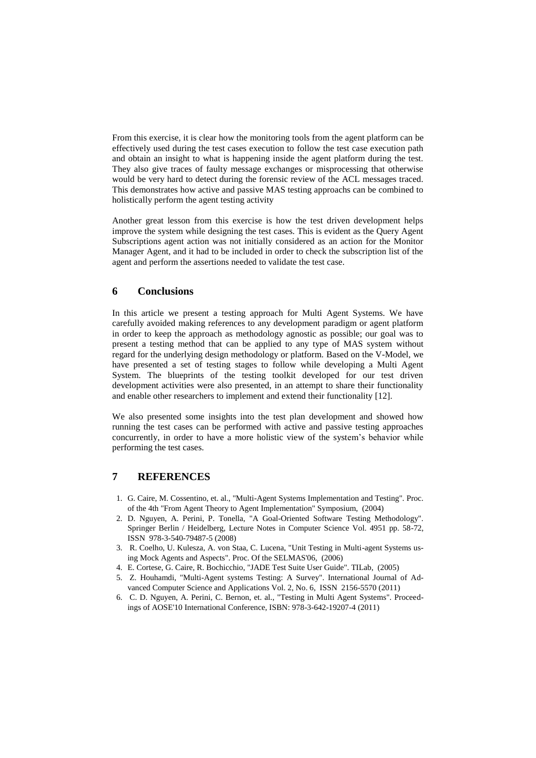From this exercise, it is clear how the monitoring tools from the agent platform can be effectively used during the test cases execution to follow the test case execution path and obtain an insight to what is happening inside the agent platform during the test. They also give traces of faulty message exchanges or misprocessing that otherwise would be very hard to detect during the forensic review of the ACL messages traced. This demonstrates how active and passive MAS testing approachs can be combined to holistically perform the agent testing activity

Another great lesson from this exercise is how the test driven development helps improve the system while designing the test cases. This is evident as the Query Agent Subscriptions agent action was not initially considered as an action for the Monitor Manager Agent, and it had to be included in order to check the subscription list of the agent and perform the assertions needed to validate the test case.

## 6 Conclusions

In this article we present a testing approach for Multi Agent Systems. We have carefully avoided making references to any development paradigm or agent platform in order to keep the approach as methodology agnostic as possible; our goal was to present a testing method that can be applied to any type of MAS system without regard for the underlying design methodology or platform. Based on the V-Model, we have presented a set of testing stages to follow while developing a Multi Agent System. The blueprints of the testing toolkit developed for our test driven development activities were also presented, in an attempt to share their functionality and enable other researchers to implement and extend their functionality [12].

We also presented some insights into the test plan development and showed how running the test cases can be performed with active and passive testing approaches concurrently, in order to have a more holistic view of the system's behavior while performing the test cases.

## 7 REFERENCES

1. G. Caire, M. Cossentino, et. al., "Multi-Agent Systems Implementation and Testing". Proc. of the 4th "From Agent Theory to Agent Implementation" Symposium, (2004)
2. D. Nguyen, A. Perini, P. Tonella, "A Goal-Oriented Software Testing Methodology". Springer Berlin / Heidelberg, Lecture Notes in Computer Science Vol. 4951 pp. 58-72, ISSN 978-3-540-79487-5 (2008)
3. R. Coelho, U. Kulesza, A. von Staa, C. Lucena, "Unit Testing in Multi-agent Systems using Mock Agents and Aspects". Proc. Of the SELMAS'06, (2006)
4. E. Cortese, G. Caire, R. Bochicchio, "JADE Test Suite User Guide". TILab, (2005)
5. Z. Houhamdi, "Multi-Agent systems Testing: A Survey". International Journal of Advanced Computer Science and Applications Vol. 2, No. 6, ISSN 2156-5570 (2011)
6. C. D. Nguyen, A. Perini, C. Bernon, et. al., "Testing in Multi Agent Systems". Proceedings of AOSE'10 International Conference, ISBN: 978-3-642-19207-4 (2011)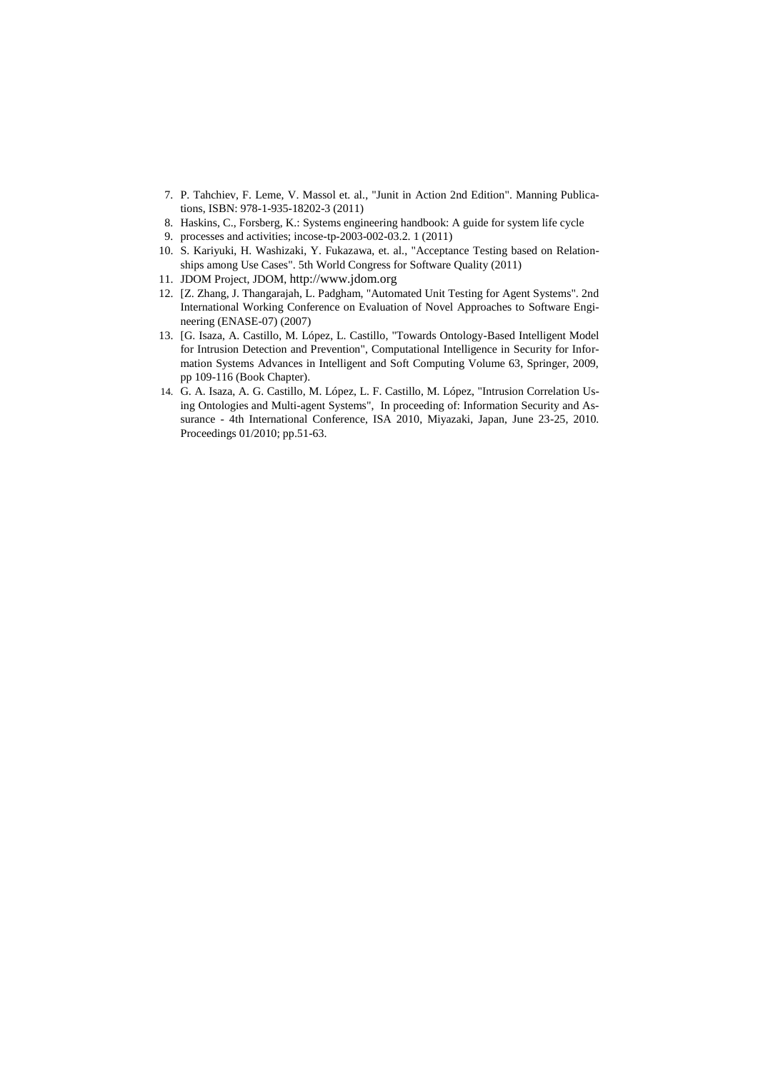7. P. Tahchiev, F. Leme, V. Massol et. al., "Junit in Action 2nd Edition". Manning Publications, ISBN: 978-1-935-18202-3 (2011)
8. Haskins, C., Forsberg, K.: Systems engineering handbook: A guide for system life cycle
9. processes and activities; incose-tp-2003-002-03.2. 1 (2011)
10. S. Kariyuki, H. Washizaki, Y. Fukazawa, et. al., "Acceptance Testing based on Relationships among Use Cases". 5th World Congress for Software Quality (2011)
11. JDOM Project, JDOM, http://www.jdom.org
12. [Z. Zhang, J. Thangarajah, L. Padgham, "Automated Unit Testing for Agent Systems". 2nd International Working Conference on Evaluation of Novel Approaches to Software Engineering (ENASE-07) (2007)
13. [G. Isaza, A. Castillo, M. López, L. Castillo, "Towards Ontology-Based Intelligent Model for Intrusion Detection and Prevention", Computational Intelligence in Security for Information Systems Advances in Intelligent and Soft Computing Volume 63, Springer, 2009, pp 109-116 (Book Chapter).
14. G. A. Isaza, A. G. Castillo, M. López, L. F. Castillo, M. López, "Intrusion Correlation Using Ontologies and Multi-agent Systems", In proceeding of: Information Security and Assurance - 4th International Conference, ISA 2010, Miyazaki, Japan, June 23-25, 2010. Proceedings 01/2010; pp.51-63.